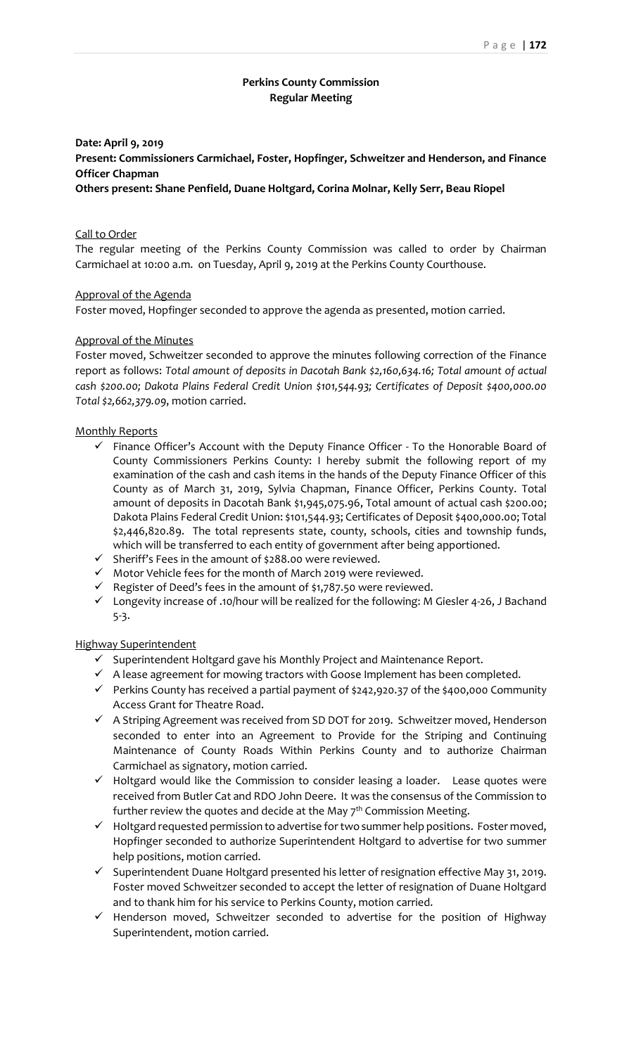# Perkins County Commission
## Regular Meeting

**Date: April 9, 2019**
**Present: Commissioners Carmichael, Foster, Hopfinger, Schweitzer and Henderson, and Finance Officer Chapman**
**Others present: Shane Penfield, Duane Holtgard, Corina Molnar, Kelly Serr, Beau Riopel**

Call to Order

The regular meeting of the Perkins County Commission was called to order by Chairman Carmichael at 10:00 a.m. on Tuesday, April 9, 2019 at the Perkins County Courthouse.

Approval of the Agenda

Foster moved, Hopfinger seconded to approve the agenda as presented, motion carried.

Approval of the Minutes

Foster moved, Schweitzer seconded to approve the minutes following correction of the Finance report as follows: *Total amount of deposits in Dacotah Bank $2,160,634.16; Total amount of actual cash $200.00; Dakota Plains Federal Credit Union $101,544.93; Certificates of Deposit $400,000.00 Total $2,662,379.09*, motion carried.

Monthly Reports

- ✓ Finance Officer's Account with the Deputy Finance Officer - To the Honorable Board of County Commissioners Perkins County: I hereby submit the following report of my examination of the cash and cash items in the hands of the Deputy Finance Officer of this County as of March 31, 2019, Sylvia Chapman, Finance Officer, Perkins County. Total amount of deposits in Dacotah Bank $1,945,075.96, Total amount of actual cash $200.00; Dakota Plains Federal Credit Union: $101,544.93; Certificates of Deposit $400,000.00; Total $2,446,820.89. The total represents state, county, schools, cities and township funds, which will be transferred to each entity of government after being apportioned.
- ✓ Sheriff's Fees in the amount of $288.00 were reviewed.
- ✓ Motor Vehicle fees for the month of March 2019 were reviewed.
- ✓ Register of Deed's fees in the amount of $1,787.50 were reviewed.
- ✓ Longevity increase of .10/hour will be realized for the following: M Giesler 4-26, J Bachand 5-3.

Highway Superintendent

- ✓ Superintendent Holtgard gave his Monthly Project and Maintenance Report.
- ✓ A lease agreement for mowing tractors with Goose Implement has been completed.
- ✓ Perkins County has received a partial payment of $242,920.37 of the $400,000 Community Access Grant for Theatre Road.
- ✓ A Striping Agreement was received from SD DOT for 2019. Schweitzer moved, Henderson seconded to enter into an Agreement to Provide for the Striping and Continuing Maintenance of County Roads Within Perkins County and to authorize Chairman Carmichael as signatory, motion carried.
- ✓ Holtgard would like the Commission to consider leasing a loader. Lease quotes were received from Butler Cat and RDO John Deere. It was the consensus of the Commission to further review the quotes and decide at the May 7th Commission Meeting.
- ✓ Holtgard requested permission to advertise for two summer help positions. Foster moved, Hopfinger seconded to authorize Superintendent Holtgard to advertise for two summer help positions, motion carried.
- ✓ Superintendent Duane Holtgard presented his letter of resignation effective May 31, 2019. Foster moved Schweitzer seconded to accept the letter of resignation of Duane Holtgard and to thank him for his service to Perkins County, motion carried.
- ✓ Henderson moved, Schweitzer seconded to advertise for the position of Highway Superintendent, motion carried.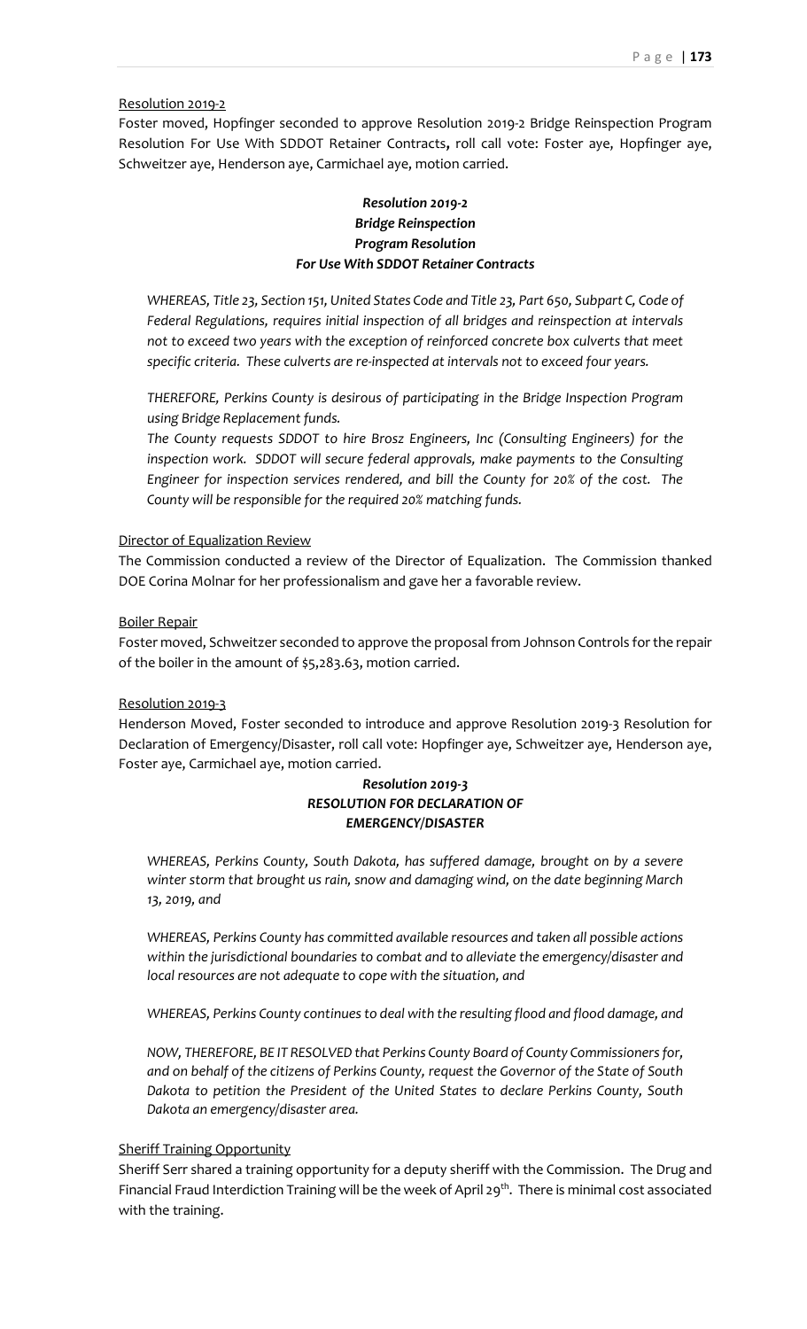Resolution 2019-2

Foster moved, Hopfinger seconded to approve Resolution 2019-2 Bridge Reinspection Program Resolution For Use With SDDOT Retainer Contracts**,** roll call vote: Foster aye, Hopfinger aye, Schweitzer aye, Henderson aye, Carmichael aye, motion carried.

***Resolution 2019-2***
***Bridge Reinspection***
***Program Resolution***
***For Use With SDDOT Retainer Contracts***

*WHEREAS, Title 23, Section 151, United States Code and Title 23, Part 650, Subpart C, Code of Federal Regulations, requires initial inspection of all bridges and reinspection at intervals not to exceed two years with the exception of reinforced concrete box culverts that meet specific criteria. These culverts are re-inspected at intervals not to exceed four years.*

*THEREFORE, Perkins County is desirous of participating in the Bridge Inspection Program using Bridge Replacement funds.*

*The County requests SDDOT to hire Brosz Engineers, Inc (Consulting Engineers) for the inspection work. SDDOT will secure federal approvals, make payments to the Consulting Engineer for inspection services rendered, and bill the County for 20% of the cost. The County will be responsible for the required 20% matching funds.*

Director of Equalization Review

The Commission conducted a review of the Director of Equalization. The Commission thanked DOE Corina Molnar for her professionalism and gave her a favorable review.

Boiler Repair

Foster moved, Schweitzer seconded to approve the proposal from Johnson Controls for the repair of the boiler in the amount of $5,283.63, motion carried.

Resolution 2019-3

Henderson Moved, Foster seconded to introduce and approve Resolution 2019-3 Resolution for Declaration of Emergency/Disaster, roll call vote: Hopfinger aye, Schweitzer aye, Henderson aye, Foster aye, Carmichael aye, motion carried.

***Resolution 2019-3***
***RESOLUTION FOR DECLARATION OF***
***EMERGENCY/DISASTER***

*WHEREAS, Perkins County, South Dakota, has suffered damage, brought on by a severe winter storm that brought us rain, snow and damaging wind, on the date beginning March 13, 2019, and*

*WHEREAS, Perkins County has committed available resources and taken all possible actions within the jurisdictional boundaries to combat and to alleviate the emergency/disaster and local resources are not adequate to cope with the situation, and*

*WHEREAS, Perkins County continues to deal with the resulting flood and flood damage, and*

*NOW, THEREFORE, BE IT RESOLVED that Perkins County Board of County Commissioners for, and on behalf of the citizens of Perkins County, request the Governor of the State of South Dakota to petition the President of the United States to declare Perkins County, South Dakota an emergency/disaster area.*

Sheriff Training Opportunity

Sheriff Serr shared a training opportunity for a deputy sheriff with the Commission. The Drug and Financial Fraud Interdiction Training will be the week of April 29th. There is minimal cost associated with the training.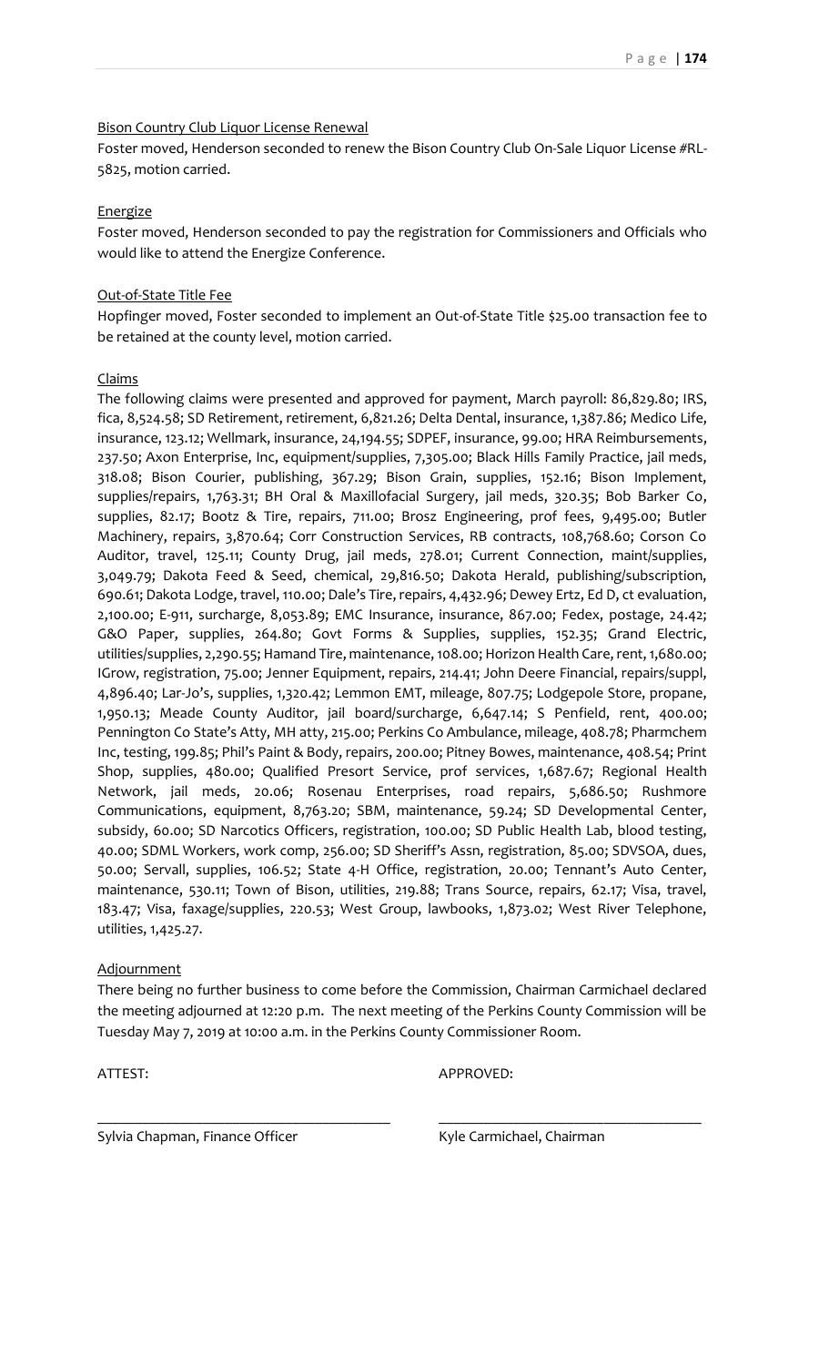Bison Country Club Liquor License Renewal

Foster moved, Henderson seconded to renew the Bison Country Club On-Sale Liquor License #RL-5825, motion carried.

Energize

Foster moved, Henderson seconded to pay the registration for Commissioners and Officials who would like to attend the Energize Conference.

Out-of-State Title Fee

Hopfinger moved, Foster seconded to implement an Out-of-State Title $25.00 transaction fee to be retained at the county level, motion carried.

Claims

The following claims were presented and approved for payment, March payroll: 86,829.80; IRS, fica, 8,524.58; SD Retirement, retirement, 6,821.26; Delta Dental, insurance, 1,387.86; Medico Life, insurance, 123.12; Wellmark, insurance, 24,194.55; SDPEF, insurance, 99.00; HRA Reimbursements, 237.50; Axon Enterprise, Inc, equipment/supplies, 7,305.00; Black Hills Family Practice, jail meds, 318.08; Bison Courier, publishing, 367.29; Bison Grain, supplies, 152.16; Bison Implement, supplies/repairs, 1,763.31; BH Oral & Maxillofacial Surgery, jail meds, 320.35; Bob Barker Co, supplies, 82.17; Bootz & Tire, repairs, 711.00; Brosz Engineering, prof fees, 9,495.00; Butler Machinery, repairs, 3,870.64; Corr Construction Services, RB contracts, 108,768.60; Corson Co Auditor, travel, 125.11; County Drug, jail meds, 278.01; Current Connection, maint/supplies, 3,049.79; Dakota Feed & Seed, chemical, 29,816.50; Dakota Herald, publishing/subscription, 690.61; Dakota Lodge, travel, 110.00; Dale's Tire, repairs, 4,432.96; Dewey Ertz, Ed D, ct evaluation, 2,100.00; E-911, surcharge, 8,053.89; EMC Insurance, insurance, 867.00; Fedex, postage, 24.42; G&O Paper, supplies, 264.80; Govt Forms & Supplies, supplies, 152.35; Grand Electric, utilities/supplies, 2,290.55; Hamand Tire, maintenance, 108.00; Horizon Health Care, rent, 1,680.00; IGrow, registration, 75.00; Jenner Equipment, repairs, 214.41; John Deere Financial, repairs/suppl, 4,896.40; Lar-Jo's, supplies, 1,320.42; Lemmon EMT, mileage, 807.75; Lodgepole Store, propane, 1,950.13; Meade County Auditor, jail board/surcharge, 6,647.14; S Penfield, rent, 400.00; Pennington Co State's Atty, MH atty, 215.00; Perkins Co Ambulance, mileage, 408.78; Pharmchem Inc, testing, 199.85; Phil's Paint & Body, repairs, 200.00; Pitney Bowes, maintenance, 408.54; Print Shop, supplies, 480.00; Qualified Presort Service, prof services, 1,687.67; Regional Health Network, jail meds, 20.06; Rosenau Enterprises, road repairs, 5,686.50; Rushmore Communications, equipment, 8,763.20; SBM, maintenance, 59.24; SD Developmental Center, subsidy, 60.00; SD Narcotics Officers, registration, 100.00; SD Public Health Lab, blood testing, 40.00; SDML Workers, work comp, 256.00; SD Sheriff's Assn, registration, 85.00; SDVSOA, dues, 50.00; Servall, supplies, 106.52; State 4-H Office, registration, 20.00; Tennant's Auto Center, maintenance, 530.11; Town of Bison, utilities, 219.88; Trans Source, repairs, 62.17; Visa, travel, 183.47; Visa, faxage/supplies, 220.53; West Group, lawbooks, 1,873.02; West River Telephone, utilities, 1,425.27.

Adjournment

There being no further business to come before the Commission, Chairman Carmichael declared the meeting adjourned at 12:20 p.m. The next meeting of the Perkins County Commission will be Tuesday May 7, 2019 at 10:00 a.m. in the Perkins County Commissioner Room.

ATTEST: APPROVED:

\_\_\_\_\_\_\_\_\_\_\_\_\_\_\_\_\_\_\_\_\_\_\_\_\_\_\_\_\_\_\_\_\_\_\_\_ \_\_\_\_\_\_\_\_\_\_\_\_\_\_\_\_\_\_\_\_\_\_\_\_\_\_\_\_\_\_\_\_\_\_\_\_

Sylvia Chapman, Finance Officer Kyle Carmichael, Chairman